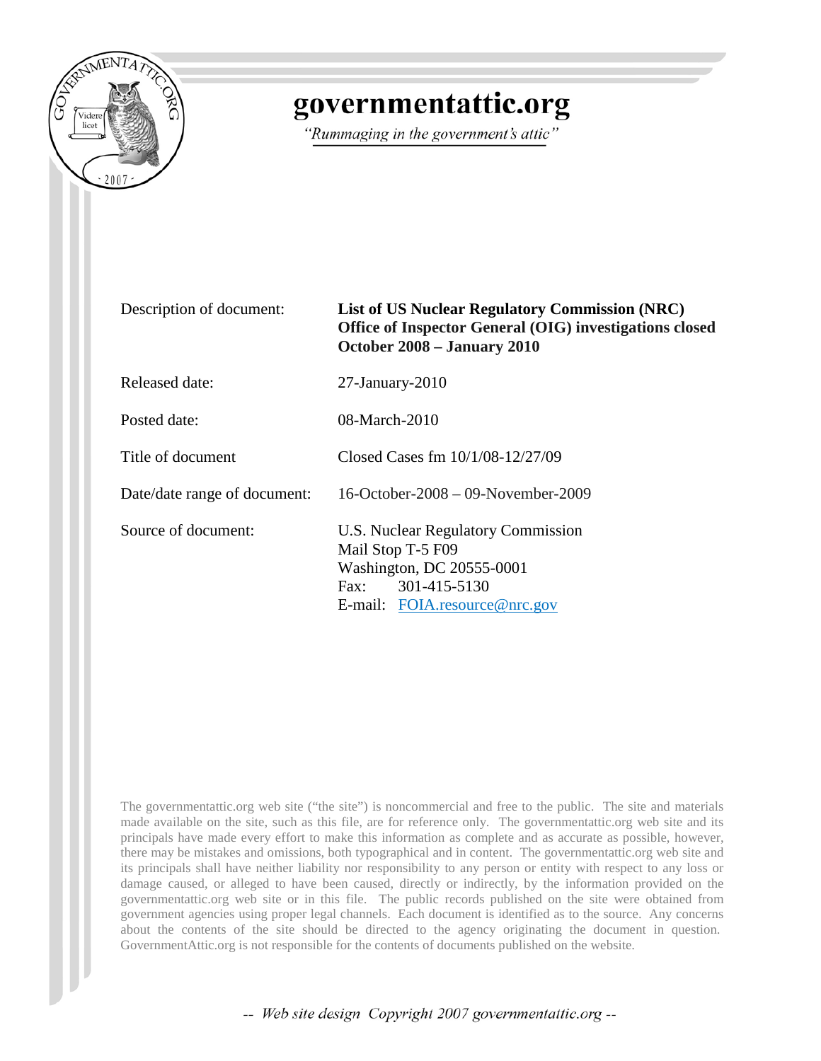# governmentattic.org

*"Rummaging in the government's attic"*

| | |
|---|---|
| Description of document: | **List of US Nuclear Regulatory Commission (NRC) Office of Inspector General (OIG) investigations closed October 2008 – January 2010** |
| Released date: | 27-January-2010 |
| Posted date: | 08-March-2010 |
| Title of document | Closed Cases fm 10/1/08-12/27/09 |
| Date/date range of document: | 16-October-2008 – 09-November-2009 |
| Source of document: | U.S. Nuclear Regulatory Commission<br>Mail Stop T-5 F09<br>Washington, DC 20555-0001<br>Fax: 301-415-5130<br>E-mail: FOIA.resource@nrc.gov |

The governmentattic.org web site ("the site") is noncommercial and free to the public. The site and materials made available on the site, such as this file, are for reference only. The governmentattic.org web site and its principals have made every effort to make this information as complete and as accurate as possible, however, there may be mistakes and omissions, both typographical and in content. The governmentattic.org web site and its principals shall have neither liability nor responsibility to any person or entity with respect to any loss or damage caused, or alleged to have been caused, directly or indirectly, by the information provided on the governmentattic.org web site or in this file. The public records published on the site were obtained from government agencies using proper legal channels. Each document is identified as to the source. Any concerns about the contents of the site should be directed to the agency originating the document in question. GovernmentAttic.org is not responsible for the contents of documents published on the website.

-- Web site design Copyright 2007 governmentattic.org --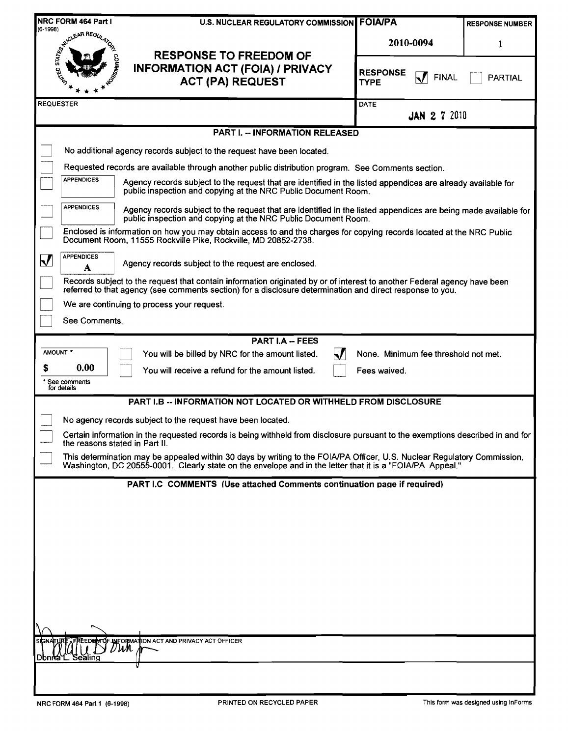NRC FORM 464 Part I (6-1998)

U.S. NUCLEAR REGULATORY COMMISSION

# RESPONSE TO FREEDOM OF INFORMATION ACT (FOIA) / PRIVACY ACT (PA) REQUEST

| FOIA/PA | RESPONSE NUMBER |
| --- | --- |
| 2010-0094 | 1 |

RESPONSE TYPE: ☑ FINAL ☐ PARTIAL

REQUESTER:

DATE: JAN 2 7 2010

## PART I. -- INFORMATION RELEASED

☐ No additional agency records subject to the request have been located.

☐ Requested records are available through another public distribution program. See Comments section.

☐ APPENDICES — Agency records subject to the request that are identified in the listed appendices are already available for public inspection and copying at the NRC Public Document Room.

☐ APPENDICES — Agency records subject to the request that are identified in the listed appendices are being made available for public inspection and copying at the NRC Public Document Room.

☐ Enclosed is information on how you may obtain access to and the charges for copying records located at the NRC Public Document Room, 11555 Rockville Pike, Rockville, MD 20852-2738.

☑ APPENDICES A — Agency records subject to the request are enclosed.

☐ Records subject to the request that contain information originated by or of interest to another Federal agency have been referred to that agency (see comments section) for a disclosure determination and direct response to you.

☐ We are continuing to process your request.

☐ See Comments.

## PART I.A -- FEES

AMOUNT * $ 0.00

\* See comments for details

☐ You will be billed by NRC for the amount listed.

☐ You will receive a refund for the amount listed.

☑ None. Minimum fee threshold not met.

☐ Fees waived.

## PART I.B -- INFORMATION NOT LOCATED OR WITHHELD FROM DISCLOSURE

☐ No agency records subject to the request have been located.

☐ Certain information in the requested records is being withheld from disclosure pursuant to the exemptions described in and for the reasons stated in Part II.

☐ This determination may be appealed within 30 days by writing to the FOIA/PA Officer, U.S. Nuclear Regulatory Commission, Washington, DC 20555-0001. Clearly state on the envelope and in the letter that it is a "FOIA/PA Appeal."

## PART I.C COMMENTS (Use attached Comments continuation page if required)

SIGNATURE - FREEDOM OF INFORMATION ACT AND PRIVACY ACT OFFICER

Donna L. Sealing

NRC FORM 464 Part 1 (6-1998) PRINTED ON RECYCLED PAPER This form was designed using InForms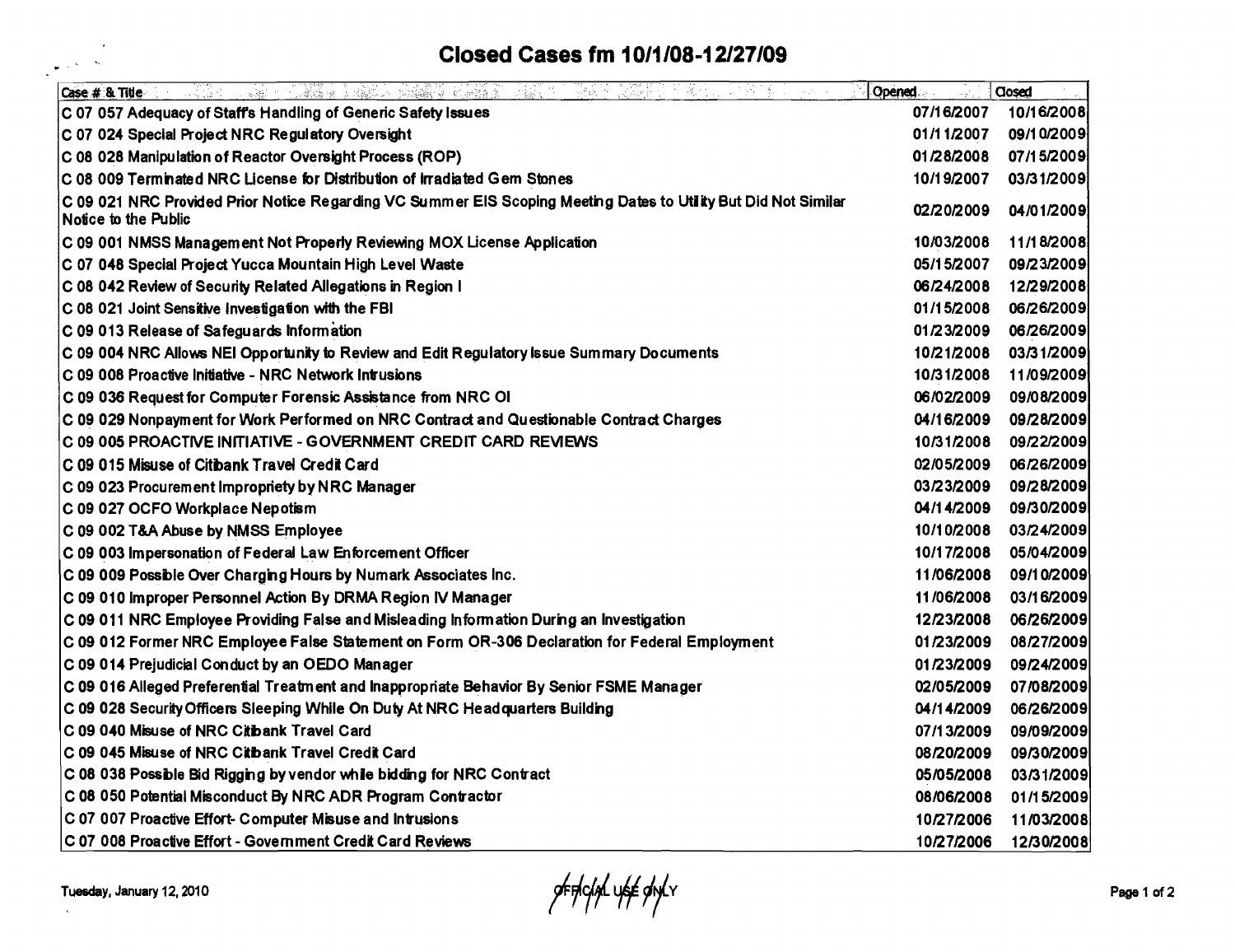# Closed Cases fm 10/1/08-12/27/09

| Case # & Title | Opened | Closed |
|---|---|---|
| C 07 057 Adequacy of Staff's Handling of Generic Safety Issues | 07/16/2007 | 10/16/2008 |
| C 07 024 Special Project NRC Regulatory Oversight | 01/11/2007 | 09/10/2009 |
| C 08 028 Manipulation of Reactor Oversight Process (ROP) | 01/28/2008 | 07/15/2009 |
| C 08 009 Terminated NRC License for Distribution of Irradiated Gem Stones | 10/19/2007 | 03/31/2009 |
| C 09 021 NRC Provided Prior Notice Regarding VC Summer EIS Scoping Meeting Dates to Utility But Did Not Similar Notice to the Public | 02/20/2009 | 04/01/2009 |
| C 09 001 NMSS Management Not Properly Reviewing MOX License Application | 10/03/2008 | 11/18/2008 |
| C 07 048 Special Project Yucca Mountain High Level Waste | 05/15/2007 | 09/23/2009 |
| C 08 042 Review of Security Related Allegations in Region I | 06/24/2008 | 12/29/2008 |
| C 08 021 Joint Sensitive Investigation with the FBI | 01/15/2008 | 06/26/2009 |
| C 09 013 Release of Safeguards Information | 01/23/2009 | 06/26/2009 |
| C 09 004 NRC Allows NEI Opportunity to Review and Edit Regulatory Issue Summary Documents | 10/21/2008 | 03/31/2009 |
| C 09 008 Proactive Initiative - NRC Network Intrusions | 10/31/2008 | 11/09/2009 |
| C 09 036 Request for Computer Forensic Assistance from NRC OI | 06/02/2009 | 09/08/2009 |
| C 09 029 Nonpayment for Work Performed on NRC Contract and Questionable Contract Charges | 04/16/2009 | 09/28/2009 |
| C 09 005 PROACTIVE INITIATIVE - GOVERNMENT CREDIT CARD REVIEWS | 10/31/2008 | 09/22/2009 |
| C 09 015 Misuse of Citibank Travel Credit Card | 02/05/2009 | 06/26/2009 |
| C 09 023 Procurement Impropriety by NRC Manager | 03/23/2009 | 09/28/2009 |
| C 09 027 OCFO Workplace Nepotism | 04/14/2009 | 09/30/2009 |
| C 09 002 T&A Abuse by NMSS Employee | 10/10/2008 | 03/24/2009 |
| C 09 003 Impersonation of Federal Law Enforcement Officer | 10/17/2008 | 05/04/2009 |
| C 09 009 Possible Over Charging Hours by Numark Associates Inc. | 11/06/2008 | 09/10/2009 |
| C 09 010 Improper Personnel Action By DRMA Region IV Manager | 11/06/2008 | 03/16/2009 |
| C 09 011 NRC Employee Providing False and Misleading Information During an Investigation | 12/23/2008 | 06/26/2009 |
| C 09 012 Former NRC Employee False Statement on Form OR-306 Declaration for Federal Employment | 01/23/2009 | 08/27/2009 |
| C 09 014 Prejudicial Conduct by an OEDO Manager | 01/23/2009 | 09/24/2009 |
| C 09 016 Alleged Preferential Treatment and Inappropriate Behavior By Senior FSME Manager | 02/05/2009 | 07/08/2009 |
| C 09 028 Security Officers Sleeping While On Duty At NRC Headquarters Building | 04/14/2009 | 06/26/2009 |
| C 09 040 Misuse of NRC Citibank Travel Card | 07/13/2009 | 09/09/2009 |
| C 09 045 Misuse of NRC Citibank Travel Credit Card | 08/20/2009 | 09/30/2009 |
| C 08 038 Possible Bid Rigging by vendor while bidding for NRC Contract | 05/05/2008 | 03/31/2009 |
| C 08 050 Potential Misconduct By NRC ADR Program Contractor | 08/06/2008 | 01/15/2009 |
| C 07 007 Proactive Effort- Computer Misuse and Intrusions | 10/27/2006 | 11/03/2008 |
| C 07 008 Proactive Effort - Government Credit Card Reviews | 10/27/2006 | 12/30/2008 |

Tuesday, January 12, 2010

OFFICIAL USE ONLY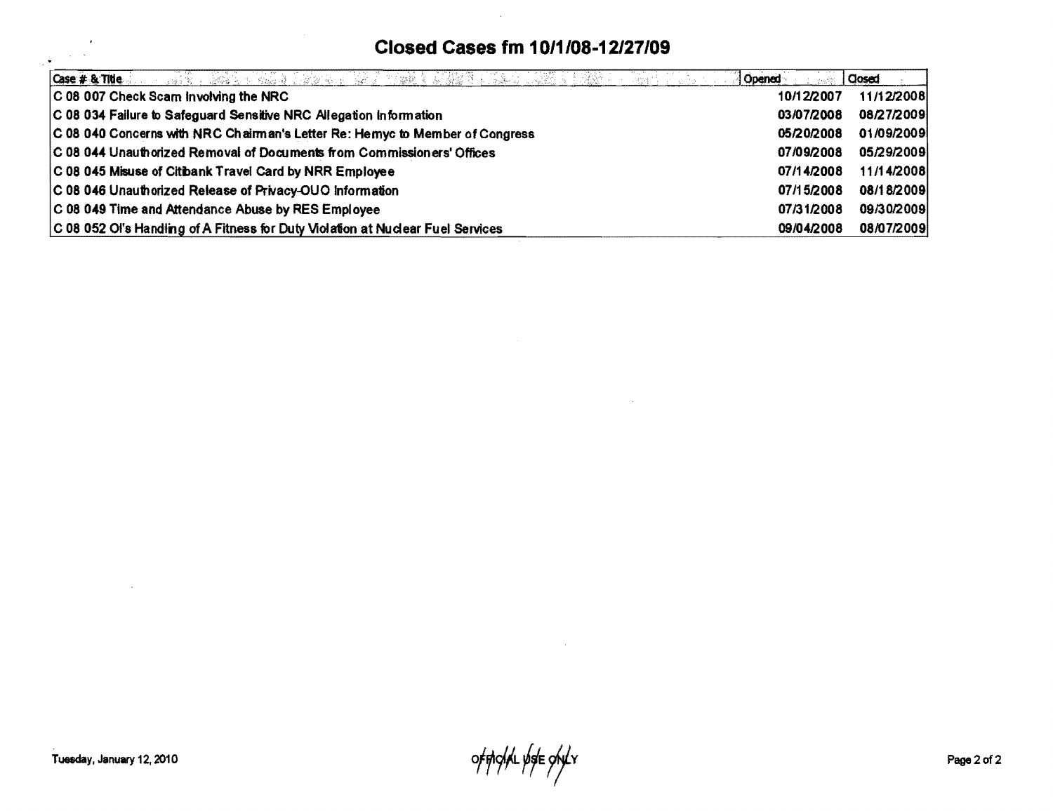# Closed Cases fm 10/1/08-12/27/09

| Case # & Title | Opened | Closed |
|---|---|---|
| C 08 007 Check Scam Involving the NRC | 10/12/2007 | 11/12/2008 |
| C 08 034 Failure to Safeguard Sensitive NRC Allegation Information | 03/07/2008 | 08/27/2009 |
| C 08 040 Concerns with NRC Chairman's Letter Re: Hemyc to Member of Congress | 05/20/2008 | 01/09/2009 |
| C 08 044 Unauthorized Removal of Documents from Commissioners' Offices | 07/09/2008 | 05/29/2009 |
| C 08 045 Misuse of Citibank Travel Card by NRR Employee | 07/14/2008 | 11/14/2008 |
| C 08 046 Unauthorized Release of Privacy-OUO Information | 07/15/2008 | 08/18/2009 |
| C 08 049 Time and Attendance Abuse by RES Employee | 07/31/2008 | 09/30/2009 |
| C 08 052 OI's Handling of A Fitness for Duty Violation at Nuclear Fuel Services | 09/04/2008 | 08/07/2009 |

Tuesday, January 12, 2010

OFFICIAL USE ONLY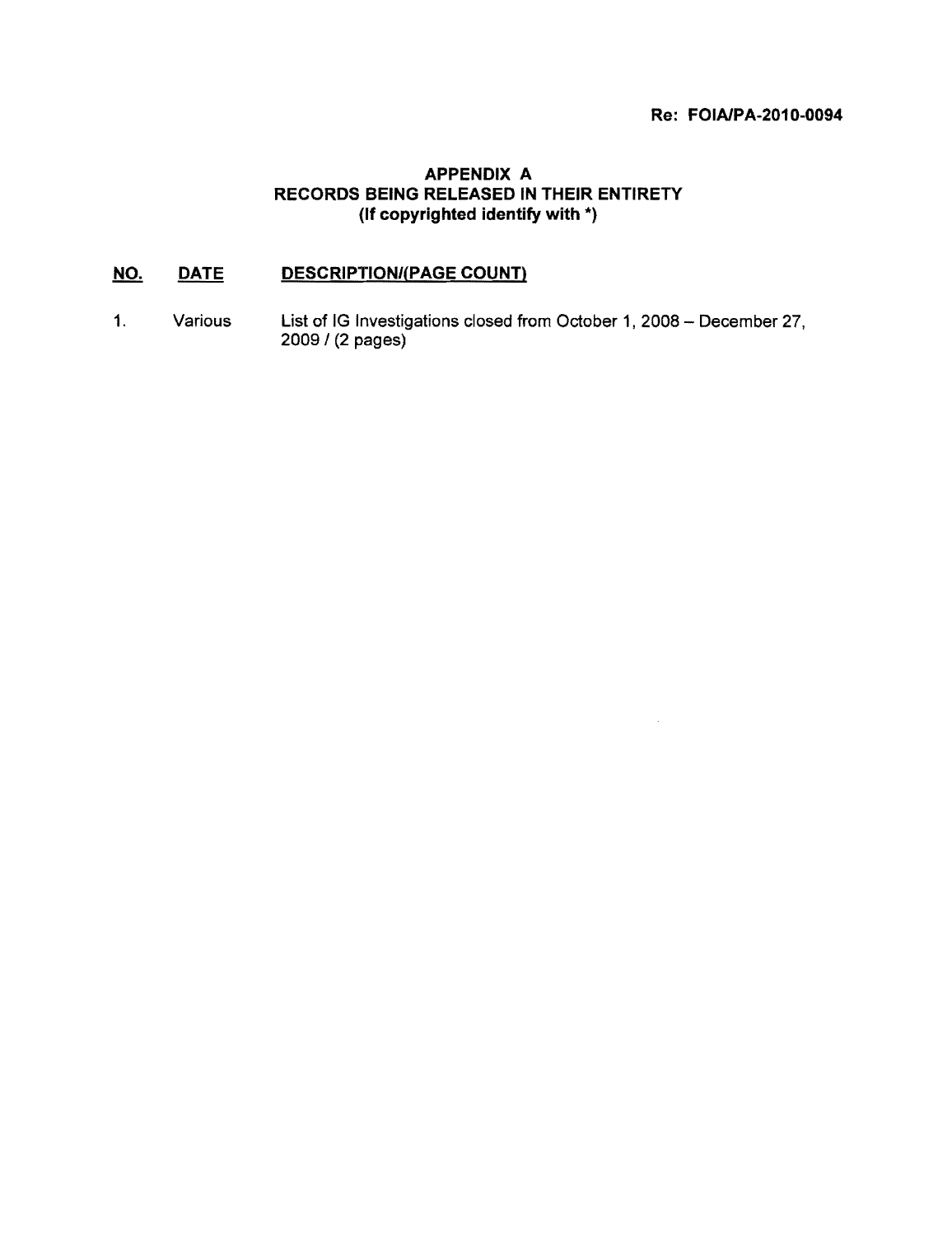Re: FOIA/PA-2010-0094

## APPENDIX A
## RECORDS BEING RELEASED IN THEIR ENTIRETY
### (If copyrighted identify with *)

| NO. | DATE | DESCRIPTION/(PAGE COUNT) |
|---|---|---|
| 1. | Various | List of IG Investigations closed from October 1, 2008 – December 27, 2009 / (2 pages) |